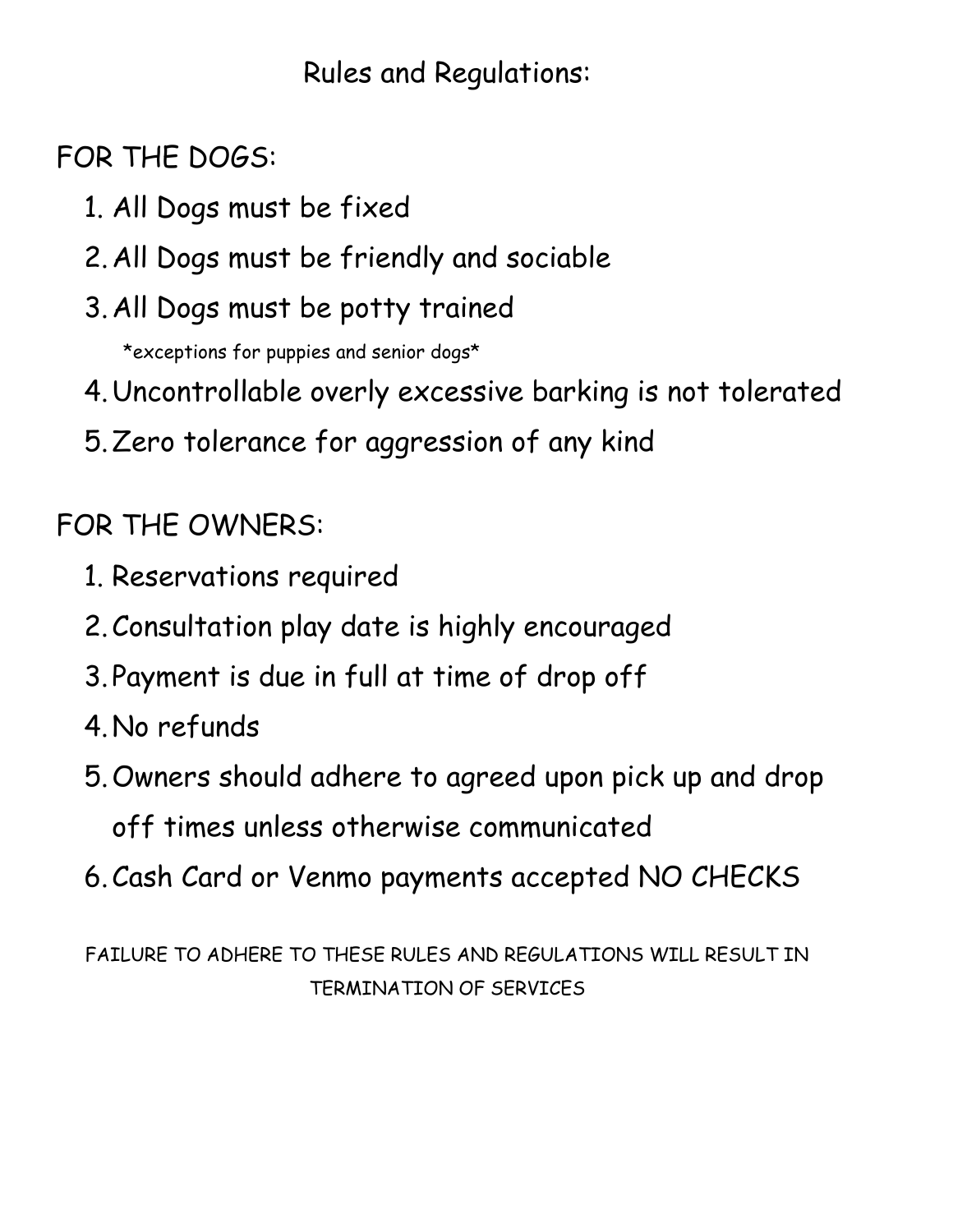# Rules and Regulations:

## FOR THE DOGS:

1. All Dogs must be fixed
2. All Dogs must be friendly and sociable
3. All Dogs must be potty trained

   *exceptions for puppies and senior dogs*

4. Uncontrollable overly excessive barking is not tolerated
5. Zero tolerance for aggression of any kind

## FOR THE OWNERS:

1. Reservations required
2. Consultation play date is highly encouraged
3. Payment is due in full at time of drop off
4. No refunds
5. Owners should adhere to agreed upon pick up and drop off times unless otherwise communicated
6. Cash Card or Venmo payments accepted NO CHECKS

FAILURE TO ADHERE TO THESE RULES AND REGULATIONS WILL RESULT IN TERMINATION OF SERVICES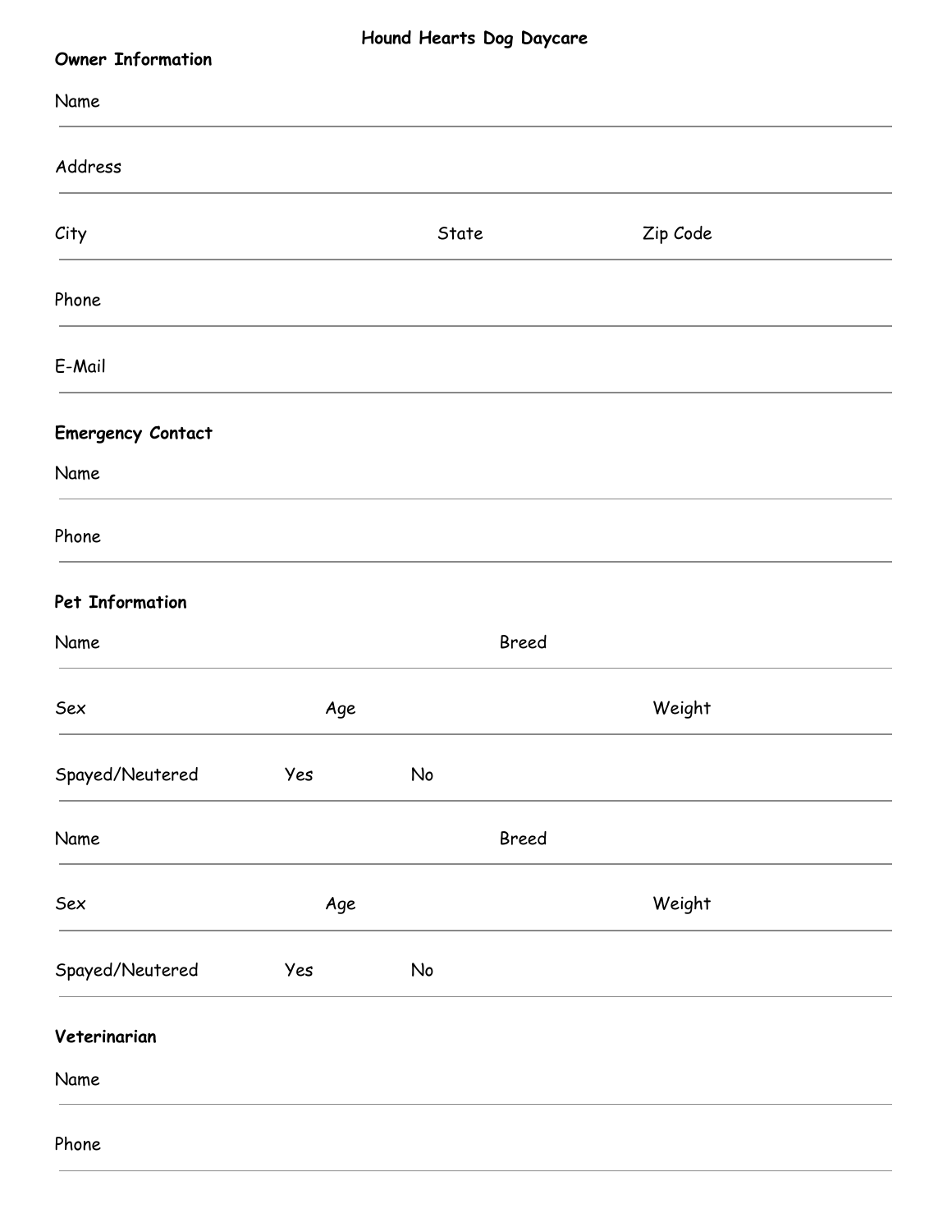# Hound Hearts Dog Daycare

**Owner Information**

Name

Address

City State Zip Code

Phone

E-Mail

**Emergency Contact**

Name

Phone

**Pet Information**

Name Breed

Sex Age Weight

Spayed/Neutered Yes No

Name Breed

Sex Age Weight

Spayed/Neutered Yes No

**Veterinarian**

Name

Phone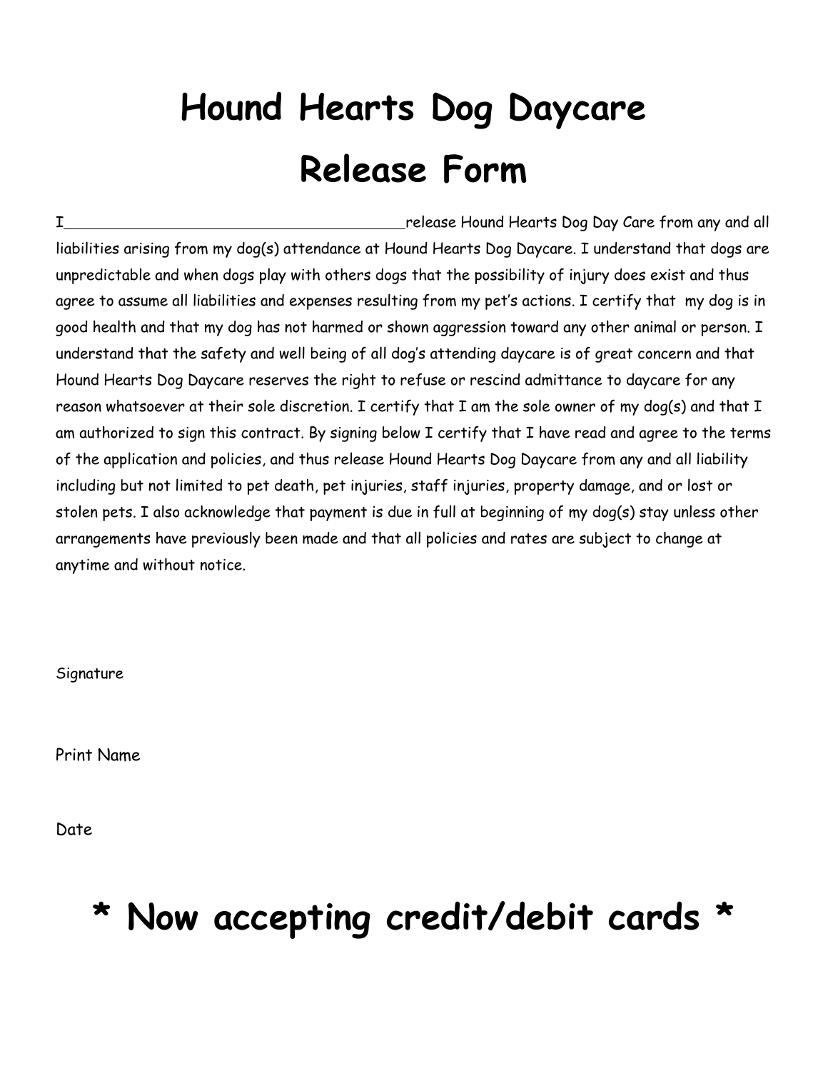# Hound Hearts Dog Daycare

# Release Form

I________________________________________release Hound Hearts Dog Day Care from any and all liabilities arising from my dog(s) attendance at Hound Hearts Dog Daycare. I understand that dogs are unpredictable and when dogs play with others dogs that the possibility of injury does exist and thus agree to assume all liabilities and expenses resulting from my pet's actions. I certify that my dog is in good health and that my dog has not harmed or shown aggression toward any other animal or person. I understand that the safety and well being of all dog's attending daycare is of great concern and that Hound Hearts Dog Daycare reserves the right to refuse or rescind admittance to daycare for any reason whatsoever at their sole discretion. I certify that I am the sole owner of my dog(s) and that I am authorized to sign this contract. By signing below I certify that I have read and agree to the terms of the application and policies, and thus release Hound Hearts Dog Daycare from any and all liability including but not limited to pet death, pet injuries, staff injuries, property damage, and or lost or stolen pets. I also acknowledge that payment is due in full at beginning of my dog(s) stay unless other arrangements have previously been made and that all policies and rates are subject to change at anytime and without notice.

Signature

Print Name

Date

# * Now accepting credit/debit cards *